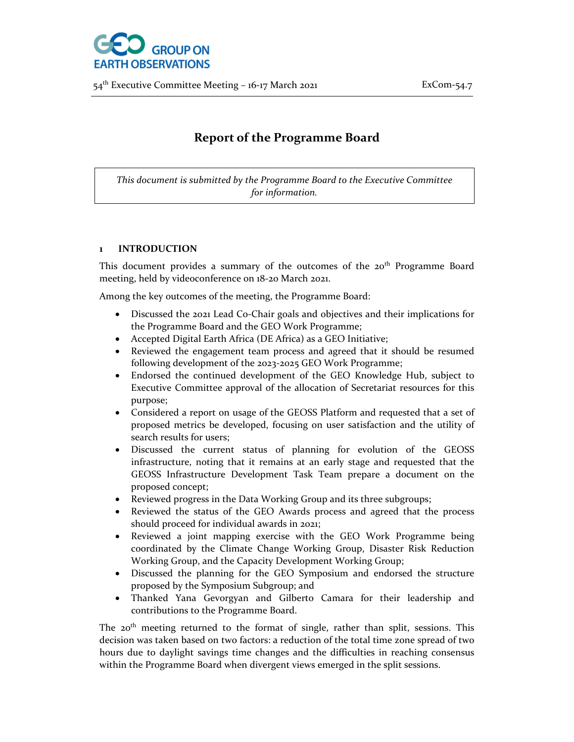54th Executive Committee Meeting – 16-17 March 2021 ExCom-54.7

# Report of the Programme Board

*This document is submitted by the Programme Board to the Executive Committee for information.*

## 1 INTRODUCTION

This document provides a summary of the outcomes of the 20th Programme Board meeting, held by videoconference on 18-20 March 2021.

Among the key outcomes of the meeting, the Programme Board:

- Discussed the 2021 Lead Co-Chair goals and objectives and their implications for the Programme Board and the GEO Work Programme;
- Accepted Digital Earth Africa (DE Africa) as a GEO Initiative;
- Reviewed the engagement team process and agreed that it should be resumed following development of the 2023-2025 GEO Work Programme;
- Endorsed the continued development of the GEO Knowledge Hub, subject to Executive Committee approval of the allocation of Secretariat resources for this purpose;
- Considered a report on usage of the GEOSS Platform and requested that a set of proposed metrics be developed, focusing on user satisfaction and the utility of search results for users;
- Discussed the current status of planning for evolution of the GEOSS infrastructure, noting that it remains at an early stage and requested that the GEOSS Infrastructure Development Task Team prepare a document on the proposed concept;
- Reviewed progress in the Data Working Group and its three subgroups;
- Reviewed the status of the GEO Awards process and agreed that the process should proceed for individual awards in 2021;
- Reviewed a joint mapping exercise with the GEO Work Programme being coordinated by the Climate Change Working Group, Disaster Risk Reduction Working Group, and the Capacity Development Working Group;
- Discussed the planning for the GEO Symposium and endorsed the structure proposed by the Symposium Subgroup; and
- Thanked Yana Gevorgyan and Gilberto Camara for their leadership and contributions to the Programme Board.

The 20th meeting returned to the format of single, rather than split, sessions. This decision was taken based on two factors: a reduction of the total time zone spread of two hours due to daylight savings time changes and the difficulties in reaching consensus within the Programme Board when divergent views emerged in the split sessions.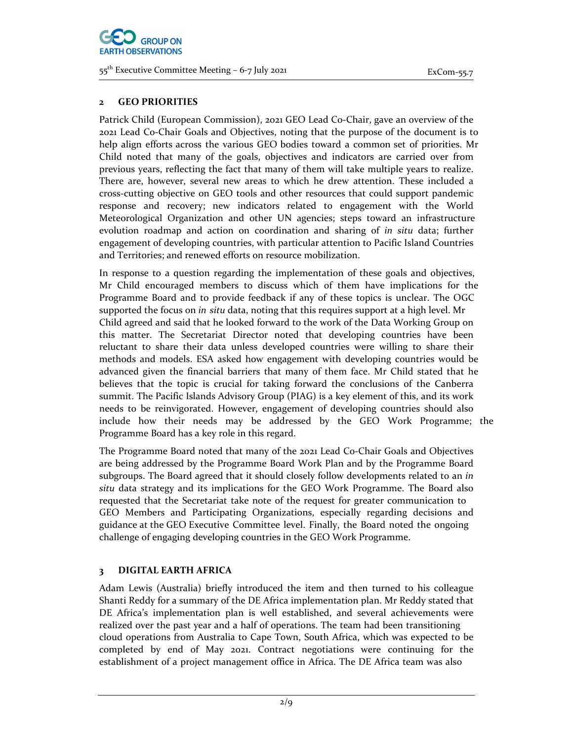## 2 GEO PRIORITIES

Patrick Child (European Commission), 2021 GEO Lead Co-Chair, gave an overview of the 2021 Lead Co-Chair Goals and Objectives, noting that the purpose of the document is to help align efforts across the various GEO bodies toward a common set of priorities. Mr Child noted that many of the goals, objectives and indicators are carried over from previous years, reflecting the fact that many of them will take multiple years to realize. There are, however, several new areas to which he drew attention. These included a cross-cutting objective on GEO tools and other resources that could support pandemic response and recovery; new indicators related to engagement with the World Meteorological Organization and other UN agencies; steps toward an infrastructure evolution roadmap and action on coordination and sharing of *in situ* data; further engagement of developing countries, with particular attention to Pacific Island Countries and Territories; and renewed efforts on resource mobilization.

In response to a question regarding the implementation of these goals and objectives, Mr Child encouraged members to discuss which of them have implications for the Programme Board and to provide feedback if any of these topics is unclear. The OGC supported the focus on *in situ* data, noting that this requires support at a high level. Mr Child agreed and said that he looked forward to the work of the Data Working Group on this matter. The Secretariat Director noted that developing countries have been reluctant to share their data unless developed countries were willing to share their methods and models. ESA asked how engagement with developing countries would be advanced given the financial barriers that many of them face. Mr Child stated that he believes that the topic is crucial for taking forward the conclusions of the Canberra summit. The Pacific Islands Advisory Group (PIAG) is a key element of this, and its work needs to be reinvigorated. However, engagement of developing countries should also include how their needs may be addressed by the GEO Work Programme; the Programme Board has a key role in this regard.

The Programme Board noted that many of the 2021 Lead Co-Chair Goals and Objectives are being addressed by the Programme Board Work Plan and by the Programme Board subgroups. The Board agreed that it should closely follow developments related to an *in situ* data strategy and its implications for the GEO Work Programme. The Board also requested that the Secretariat take note of the request for greater communication to GEO Members and Participating Organizations, especially regarding decisions and guidance at the GEO Executive Committee level. Finally, the Board noted the ongoing challenge of engaging developing countries in the GEO Work Programme.

## 3 DIGITAL EARTH AFRICA

Adam Lewis (Australia) briefly introduced the item and then turned to his colleague Shanti Reddy for a summary of the DE Africa implementation plan. Mr Reddy stated that DE Africa's implementation plan is well established, and several achievements were realized over the past year and a half of operations. The team had been transitioning cloud operations from Australia to Cape Town, South Africa, which was expected to be completed by end of May 2021. Contract negotiations were continuing for the establishment of a project management office in Africa. The DE Africa team was also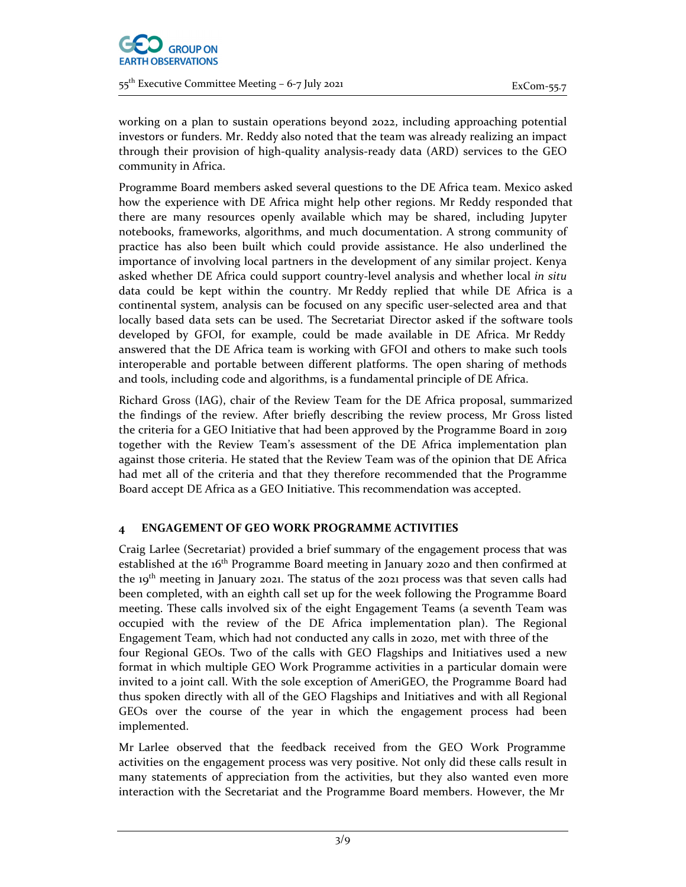working on a plan to sustain operations beyond 2022, including approaching potential investors or funders. Mr. Reddy also noted that the team was already realizing an impact through their provision of high-quality analysis-ready data (ARD) services to the GEO community in Africa.

Programme Board members asked several questions to the DE Africa team. Mexico asked how the experience with DE Africa might help other regions. Mr Reddy responded that there are many resources openly available which may be shared, including Jupyter notebooks, frameworks, algorithms, and much documentation. A strong community of practice has also been built which could provide assistance. He also underlined the importance of involving local partners in the development of any similar project. Kenya asked whether DE Africa could support country-level analysis and whether local *in situ* data could be kept within the country. Mr Reddy replied that while DE Africa is a continental system, analysis can be focused on any specific user-selected area and that locally based data sets can be used. The Secretariat Director asked if the software tools developed by GFOI, for example, could be made available in DE Africa. Mr Reddy answered that the DE Africa team is working with GFOI and others to make such tools interoperable and portable between different platforms. The open sharing of methods and tools, including code and algorithms, is a fundamental principle of DE Africa.

Richard Gross (IAG), chair of the Review Team for the DE Africa proposal, summarized the findings of the review. After briefly describing the review process, Mr Gross listed the criteria for a GEO Initiative that had been approved by the Programme Board in 2019 together with the Review Team's assessment of the DE Africa implementation plan against those criteria. He stated that the Review Team was of the opinion that DE Africa had met all of the criteria and that they therefore recommended that the Programme Board accept DE Africa as a GEO Initiative. This recommendation was accepted.

## 4 ENGAGEMENT OF GEO WORK PROGRAMME ACTIVITIES

Craig Larlee (Secretariat) provided a brief summary of the engagement process that was established at the 16th Programme Board meeting in January 2020 and then confirmed at the 19th meeting in January 2021. The status of the 2021 process was that seven calls had been completed, with an eighth call set up for the week following the Programme Board meeting. These calls involved six of the eight Engagement Teams (a seventh Team was occupied with the review of the DE Africa implementation plan). The Regional Engagement Team, which had not conducted any calls in 2020, met with three of the four Regional GEOs. Two of the calls with GEO Flagships and Initiatives used a new format in which multiple GEO Work Programme activities in a particular domain were invited to a joint call. With the sole exception of AmeriGEO, the Programme Board had thus spoken directly with all of the GEO Flagships and Initiatives and with all Regional GEOs over the course of the year in which the engagement process had been implemented.

Mr Larlee observed that the feedback received from the GEO Work Programme activities on the engagement process was very positive. Not only did these calls result in many statements of appreciation from the activities, but they also wanted even more interaction with the Secretariat and the Programme Board members. However, the Mr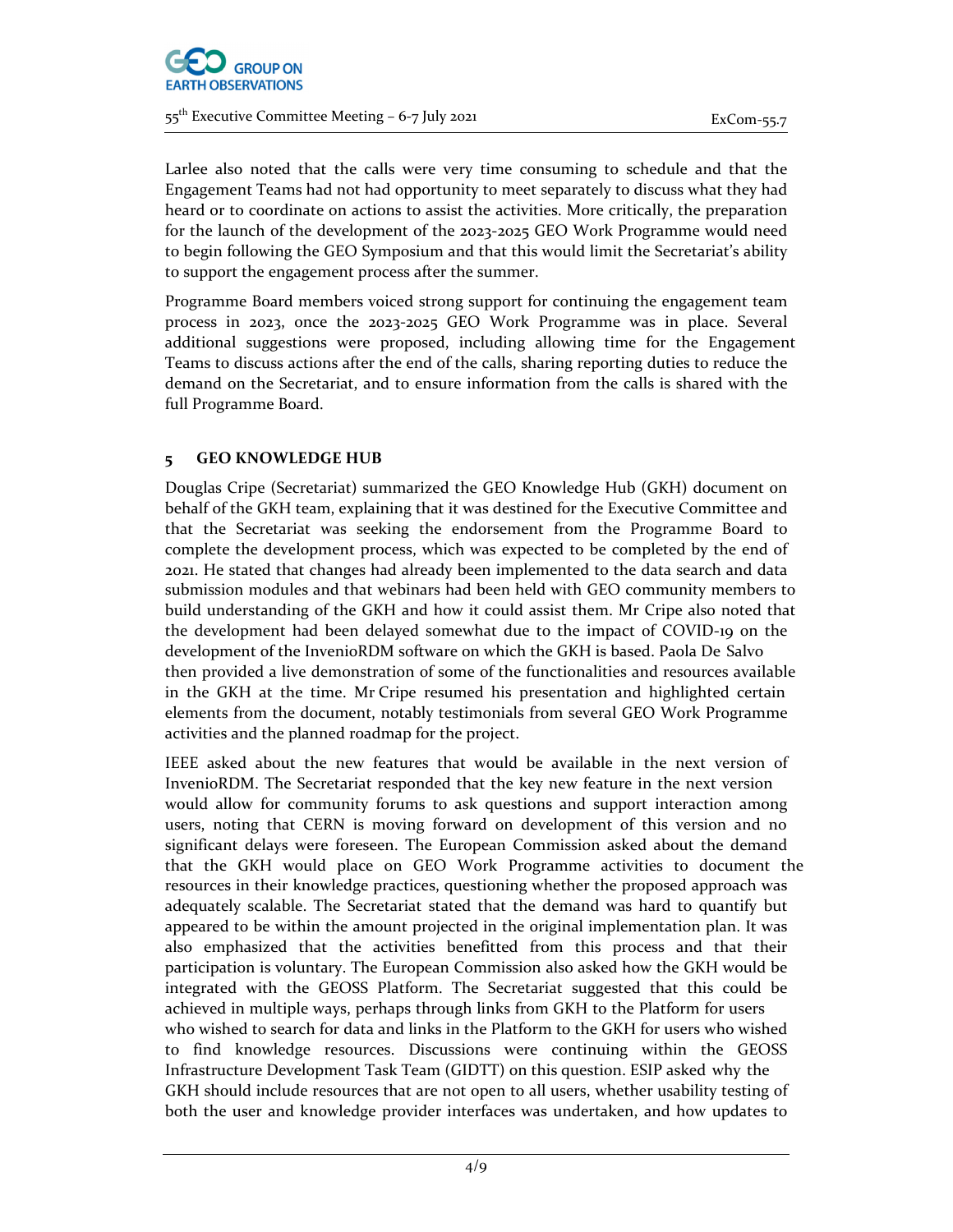Larlee also noted that the calls were very time consuming to schedule and that the Engagement Teams had not had opportunity to meet separately to discuss what they had heard or to coordinate on actions to assist the activities. More critically, the preparation for the launch of the development of the 2023-2025 GEO Work Programme would need to begin following the GEO Symposium and that this would limit the Secretariat's ability to support the engagement process after the summer.

Programme Board members voiced strong support for continuing the engagement team process in 2023, once the 2023-2025 GEO Work Programme was in place. Several additional suggestions were proposed, including allowing time for the Engagement Teams to discuss actions after the end of the calls, sharing reporting duties to reduce the demand on the Secretariat, and to ensure information from the calls is shared with the full Programme Board.

## 5 GEO KNOWLEDGE HUB

Douglas Cripe (Secretariat) summarized the GEO Knowledge Hub (GKH) document on behalf of the GKH team, explaining that it was destined for the Executive Committee and that the Secretariat was seeking the endorsement from the Programme Board to complete the development process, which was expected to be completed by the end of 2021. He stated that changes had already been implemented to the data search and data submission modules and that webinars had been held with GEO community members to build understanding of the GKH and how it could assist them. Mr Cripe also noted that the development had been delayed somewhat due to the impact of COVID-19 on the development of the InvenioRDM software on which the GKH is based. Paola De Salvo then provided a live demonstration of some of the functionalities and resources available in the GKH at the time. Mr Cripe resumed his presentation and highlighted certain elements from the document, notably testimonials from several GEO Work Programme activities and the planned roadmap for the project.

IEEE asked about the new features that would be available in the next version of InvenioRDM. The Secretariat responded that the key new feature in the next version would allow for community forums to ask questions and support interaction among users, noting that CERN is moving forward on development of this version and no significant delays were foreseen. The European Commission asked about the demand that the GKH would place on GEO Work Programme activities to document the resources in their knowledge practices, questioning whether the proposed approach was adequately scalable. The Secretariat stated that the demand was hard to quantify but appeared to be within the amount projected in the original implementation plan. It was also emphasized that the activities benefitted from this process and that their participation is voluntary. The European Commission also asked how the GKH would be integrated with the GEOSS Platform. The Secretariat suggested that this could be achieved in multiple ways, perhaps through links from GKH to the Platform for users who wished to search for data and links in the Platform to the GKH for users who wished to find knowledge resources. Discussions were continuing within the GEOSS Infrastructure Development Task Team (GIDTT) on this question. ESIP asked why the GKH should include resources that are not open to all users, whether usability testing of both the user and knowledge provider interfaces was undertaken, and how updates to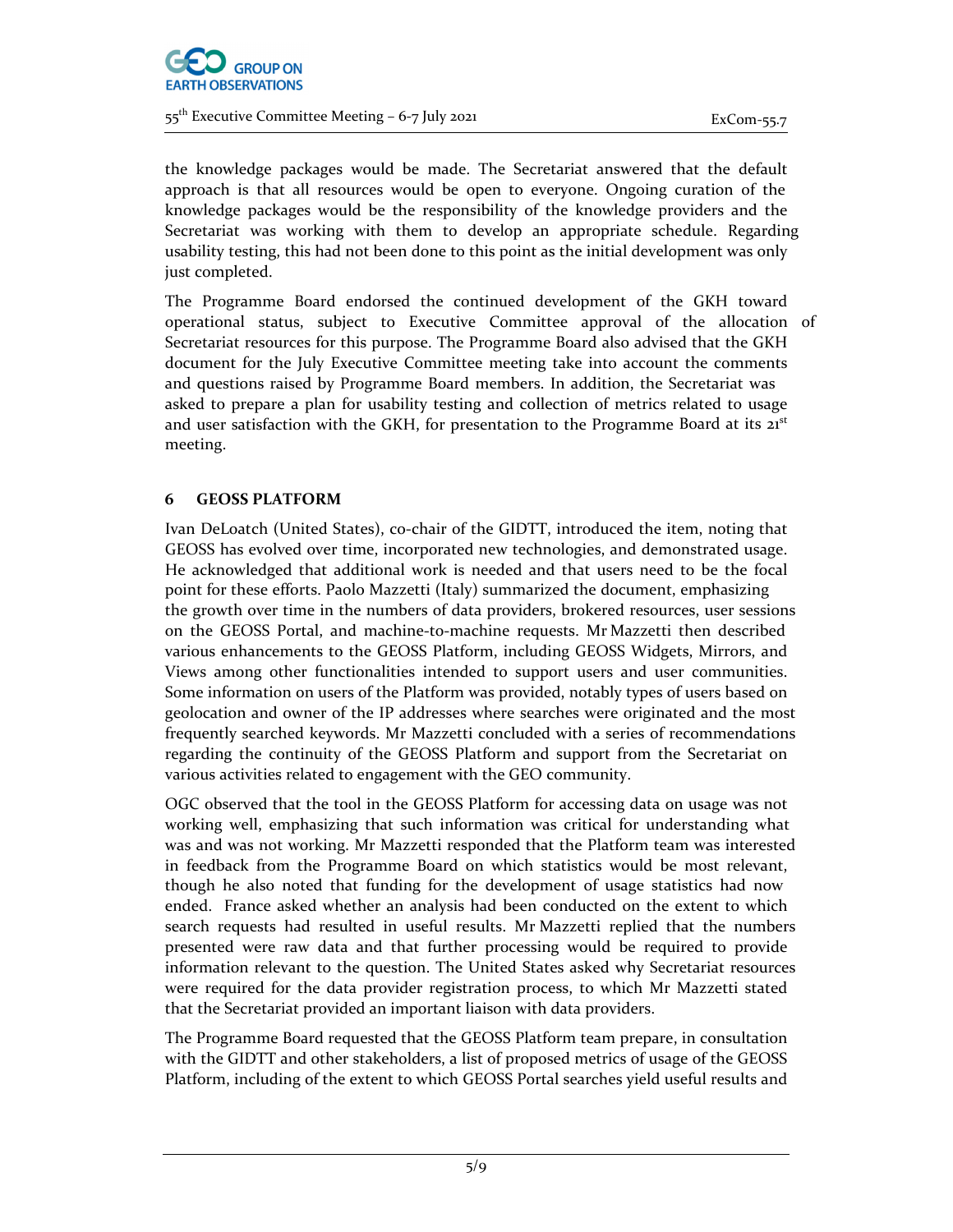the knowledge packages would be made. The Secretariat answered that the default approach is that all resources would be open to everyone. Ongoing curation of the knowledge packages would be the responsibility of the knowledge providers and the Secretariat was working with them to develop an appropriate schedule. Regarding usability testing, this had not been done to this point as the initial development was only just completed.

The Programme Board endorsed the continued development of the GKH toward operational status, subject to Executive Committee approval of the allocation of Secretariat resources for this purpose. The Programme Board also advised that the GKH document for the July Executive Committee meeting take into account the comments and questions raised by Programme Board members. In addition, the Secretariat was asked to prepare a plan for usability testing and collection of metrics related to usage and user satisfaction with the GKH, for presentation to the Programme Board at its 21st meeting.

## 6 GEOSS PLATFORM

Ivan DeLoatch (United States), co-chair of the GIDTT, introduced the item, noting that GEOSS has evolved over time, incorporated new technologies, and demonstrated usage. He acknowledged that additional work is needed and that users need to be the focal point for these efforts. Paolo Mazzetti (Italy) summarized the document, emphasizing the growth over time in the numbers of data providers, brokered resources, user sessions on the GEOSS Portal, and machine-to-machine requests. Mr Mazzetti then described various enhancements to the GEOSS Platform, including GEOSS Widgets, Mirrors, and Views among other functionalities intended to support users and user communities. Some information on users of the Platform was provided, notably types of users based on geolocation and owner of the IP addresses where searches were originated and the most frequently searched keywords. Mr Mazzetti concluded with a series of recommendations regarding the continuity of the GEOSS Platform and support from the Secretariat on various activities related to engagement with the GEO community.

OGC observed that the tool in the GEOSS Platform for accessing data on usage was not working well, emphasizing that such information was critical for understanding what was and was not working. Mr Mazzetti responded that the Platform team was interested in feedback from the Programme Board on which statistics would be most relevant, though he also noted that funding for the development of usage statistics had now ended. France asked whether an analysis had been conducted on the extent to which search requests had resulted in useful results. Mr Mazzetti replied that the numbers presented were raw data and that further processing would be required to provide information relevant to the question. The United States asked why Secretariat resources were required for the data provider registration process, to which Mr Mazzetti stated that the Secretariat provided an important liaison with data providers.

The Programme Board requested that the GEOSS Platform team prepare, in consultation with the GIDTT and other stakeholders, a list of proposed metrics of usage of the GEOSS Platform, including of the extent to which GEOSS Portal searches yield useful results and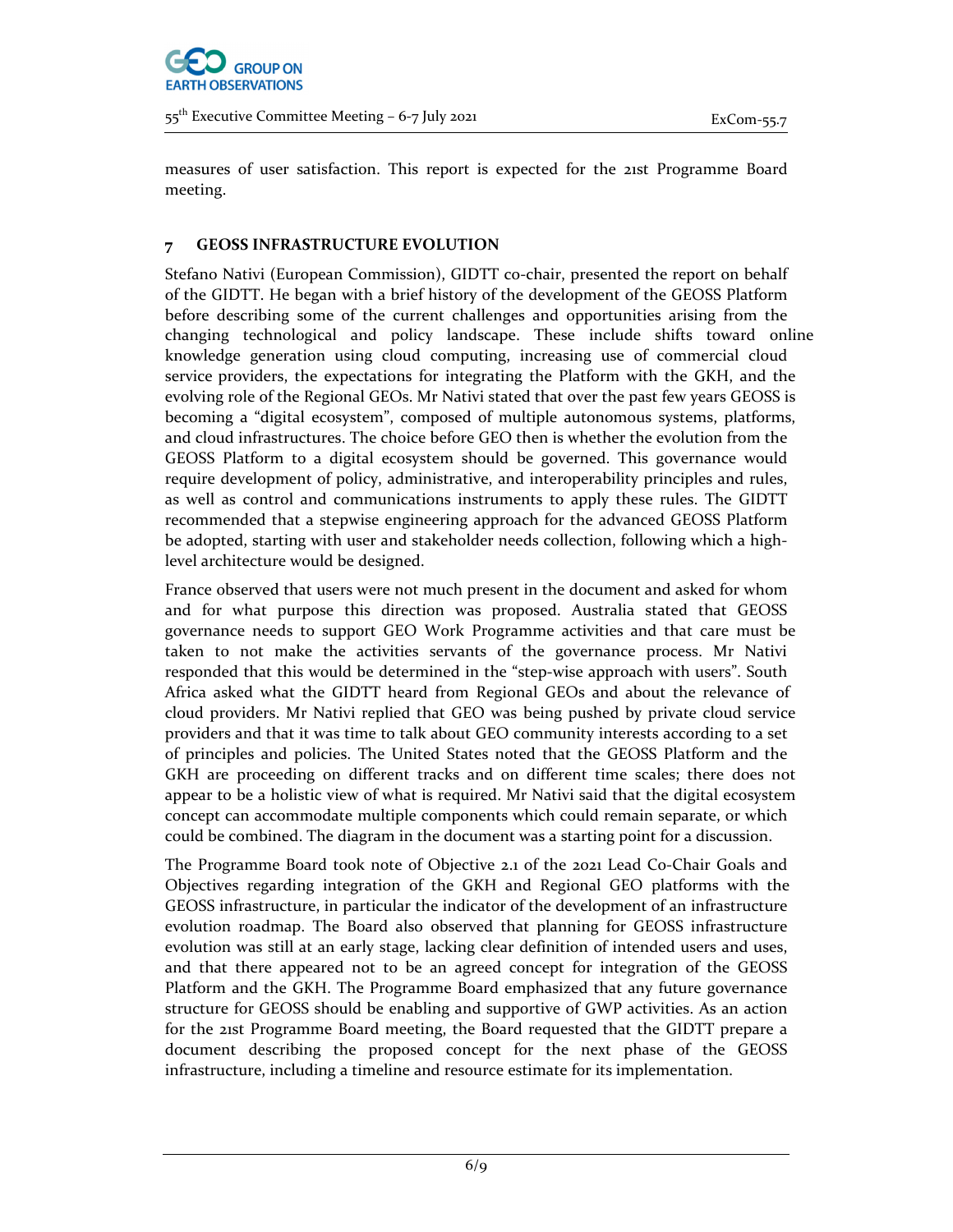measures of user satisfaction. This report is expected for the 21st Programme Board meeting.

## 7 GEOSS INFRASTRUCTURE EVOLUTION

Stefano Nativi (European Commission), GIDTT co-chair, presented the report on behalf of the GIDTT. He began with a brief history of the development of the GEOSS Platform before describing some of the current challenges and opportunities arising from the changing technological and policy landscape. These include shifts toward online knowledge generation using cloud computing, increasing use of commercial cloud service providers, the expectations for integrating the Platform with the GKH, and the evolving role of the Regional GEOs. Mr Nativi stated that over the past few years GEOSS is becoming a "digital ecosystem", composed of multiple autonomous systems, platforms, and cloud infrastructures. The choice before GEO then is whether the evolution from the GEOSS Platform to a digital ecosystem should be governed. This governance would require development of policy, administrative, and interoperability principles and rules, as well as control and communications instruments to apply these rules. The GIDTT recommended that a stepwise engineering approach for the advanced GEOSS Platform be adopted, starting with user and stakeholder needs collection, following which a high-level architecture would be designed.

France observed that users were not much present in the document and asked for whom and for what purpose this direction was proposed. Australia stated that GEOSS governance needs to support GEO Work Programme activities and that care must be taken to not make the activities servants of the governance process. Mr Nativi responded that this would be determined in the "step-wise approach with users". South Africa asked what the GIDTT heard from Regional GEOs and about the relevance of cloud providers. Mr Nativi replied that GEO was being pushed by private cloud service providers and that it was time to talk about GEO community interests according to a set of principles and policies. The United States noted that the GEOSS Platform and the GKH are proceeding on different tracks and on different time scales; there does not appear to be a holistic view of what is required. Mr Nativi said that the digital ecosystem concept can accommodate multiple components which could remain separate, or which could be combined. The diagram in the document was a starting point for a discussion.

The Programme Board took note of Objective 2.1 of the 2021 Lead Co-Chair Goals and Objectives regarding integration of the GKH and Regional GEO platforms with the GEOSS infrastructure, in particular the indicator of the development of an infrastructure evolution roadmap. The Board also observed that planning for GEOSS infrastructure evolution was still at an early stage, lacking clear definition of intended users and uses, and that there appeared not to be an agreed concept for integration of the GEOSS Platform and the GKH. The Programme Board emphasized that any future governance structure for GEOSS should be enabling and supportive of GWP activities. As an action for the 21st Programme Board meeting, the Board requested that the GIDTT prepare a document describing the proposed concept for the next phase of the GEOSS infrastructure, including a timeline and resource estimate for its implementation.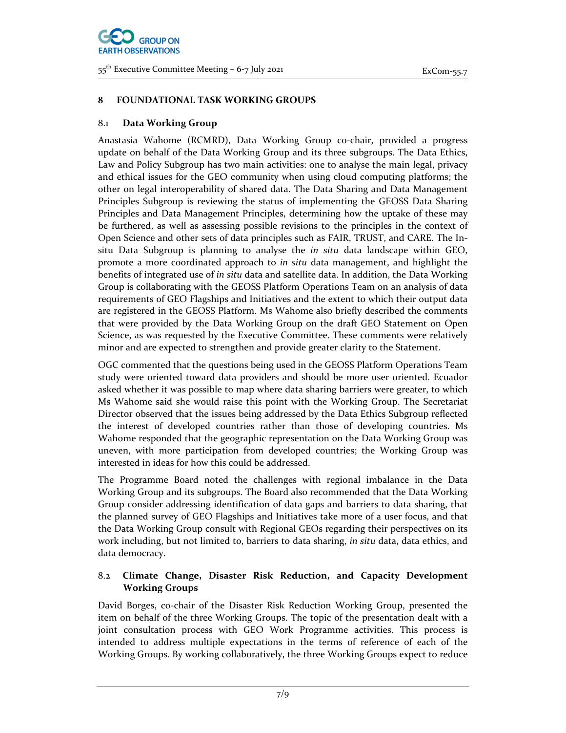## 8 FOUNDATIONAL TASK WORKING GROUPS

### 8.1 Data Working Group

Anastasia Wahome (RCMRD), Data Working Group co-chair, provided a progress update on behalf of the Data Working Group and its three subgroups. The Data Ethics, Law and Policy Subgroup has two main activities: one to analyse the main legal, privacy and ethical issues for the GEO community when using cloud computing platforms; the other on legal interoperability of shared data. The Data Sharing and Data Management Principles Subgroup is reviewing the status of implementing the GEOSS Data Sharing Principles and Data Management Principles, determining how the uptake of these may be furthered, as well as assessing possible revisions to the principles in the context of Open Science and other sets of data principles such as FAIR, TRUST, and CARE. The In-situ Data Subgroup is planning to analyse the *in situ* data landscape within GEO, promote a more coordinated approach to *in situ* data management, and highlight the benefits of integrated use of *in situ* data and satellite data. In addition, the Data Working Group is collaborating with the GEOSS Platform Operations Team on an analysis of data requirements of GEO Flagships and Initiatives and the extent to which their output data are registered in the GEOSS Platform. Ms Wahome also briefly described the comments that were provided by the Data Working Group on the draft GEO Statement on Open Science, as was requested by the Executive Committee. These comments were relatively minor and are expected to strengthen and provide greater clarity to the Statement.

OGC commented that the questions being used in the GEOSS Platform Operations Team study were oriented toward data providers and should be more user oriented. Ecuador asked whether it was possible to map where data sharing barriers were greater, to which Ms Wahome said she would raise this point with the Working Group. The Secretariat Director observed that the issues being addressed by the Data Ethics Subgroup reflected the interest of developed countries rather than those of developing countries. Ms Wahome responded that the geographic representation on the Data Working Group was uneven, with more participation from developed countries; the Working Group was interested in ideas for how this could be addressed.

The Programme Board noted the challenges with regional imbalance in the Data Working Group and its subgroups. The Board also recommended that the Data Working Group consider addressing identification of data gaps and barriers to data sharing, that the planned survey of GEO Flagships and Initiatives take more of a user focus, and that the Data Working Group consult with Regional GEOs regarding their perspectives on its work including, but not limited to, barriers to data sharing, *in situ* data, data ethics, and data democracy.

### 8.2 Climate Change, Disaster Risk Reduction, and Capacity Development Working Groups

David Borges, co-chair of the Disaster Risk Reduction Working Group, presented the item on behalf of the three Working Groups. The topic of the presentation dealt with a joint consultation process with GEO Work Programme activities. This process is intended to address multiple expectations in the terms of reference of each of the Working Groups. By working collaboratively, the three Working Groups expect to reduce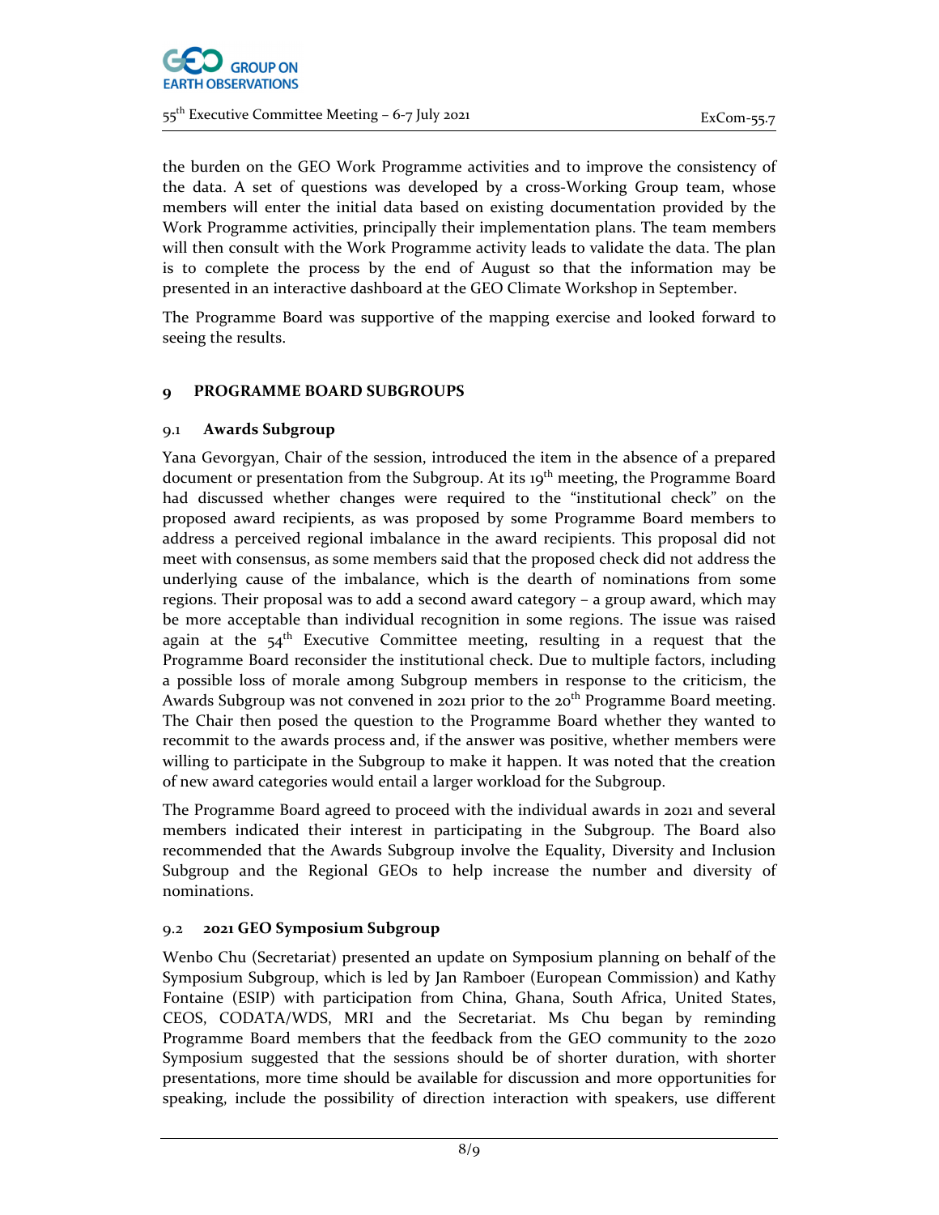the burden on the GEO Work Programme activities and to improve the consistency of the data. A set of questions was developed by a cross-Working Group team, whose members will enter the initial data based on existing documentation provided by the Work Programme activities, principally their implementation plans. The team members will then consult with the Work Programme activity leads to validate the data. The plan is to complete the process by the end of August so that the information may be presented in an interactive dashboard at the GEO Climate Workshop in September.

The Programme Board was supportive of the mapping exercise and looked forward to seeing the results.

## 9 PROGRAMME BOARD SUBGROUPS

### 9.1 Awards Subgroup

Yana Gevorgyan, Chair of the session, introduced the item in the absence of a prepared document or presentation from the Subgroup. At its 19th meeting, the Programme Board had discussed whether changes were required to the "institutional check" on the proposed award recipients, as was proposed by some Programme Board members to address a perceived regional imbalance in the award recipients. This proposal did not meet with consensus, as some members said that the proposed check did not address the underlying cause of the imbalance, which is the dearth of nominations from some regions. Their proposal was to add a second award category – a group award, which may be more acceptable than individual recognition in some regions. The issue was raised again at the 54th Executive Committee meeting, resulting in a request that the Programme Board reconsider the institutional check. Due to multiple factors, including a possible loss of morale among Subgroup members in response to the criticism, the Awards Subgroup was not convened in 2021 prior to the 20th Programme Board meeting. The Chair then posed the question to the Programme Board whether they wanted to recommit to the awards process and, if the answer was positive, whether members were willing to participate in the Subgroup to make it happen. It was noted that the creation of new award categories would entail a larger workload for the Subgroup.

The Programme Board agreed to proceed with the individual awards in 2021 and several members indicated their interest in participating in the Subgroup. The Board also recommended that the Awards Subgroup involve the Equality, Diversity and Inclusion Subgroup and the Regional GEOs to help increase the number and diversity of nominations.

### 9.2 2021 GEO Symposium Subgroup

Wenbo Chu (Secretariat) presented an update on Symposium planning on behalf of the Symposium Subgroup, which is led by Jan Ramboer (European Commission) and Kathy Fontaine (ESIP) with participation from China, Ghana, South Africa, United States, CEOS, CODATA/WDS, MRI and the Secretariat. Ms Chu began by reminding Programme Board members that the feedback from the GEO community to the 2020 Symposium suggested that the sessions should be of shorter duration, with shorter presentations, more time should be available for discussion and more opportunities for speaking, include the possibility of direction interaction with speakers, use different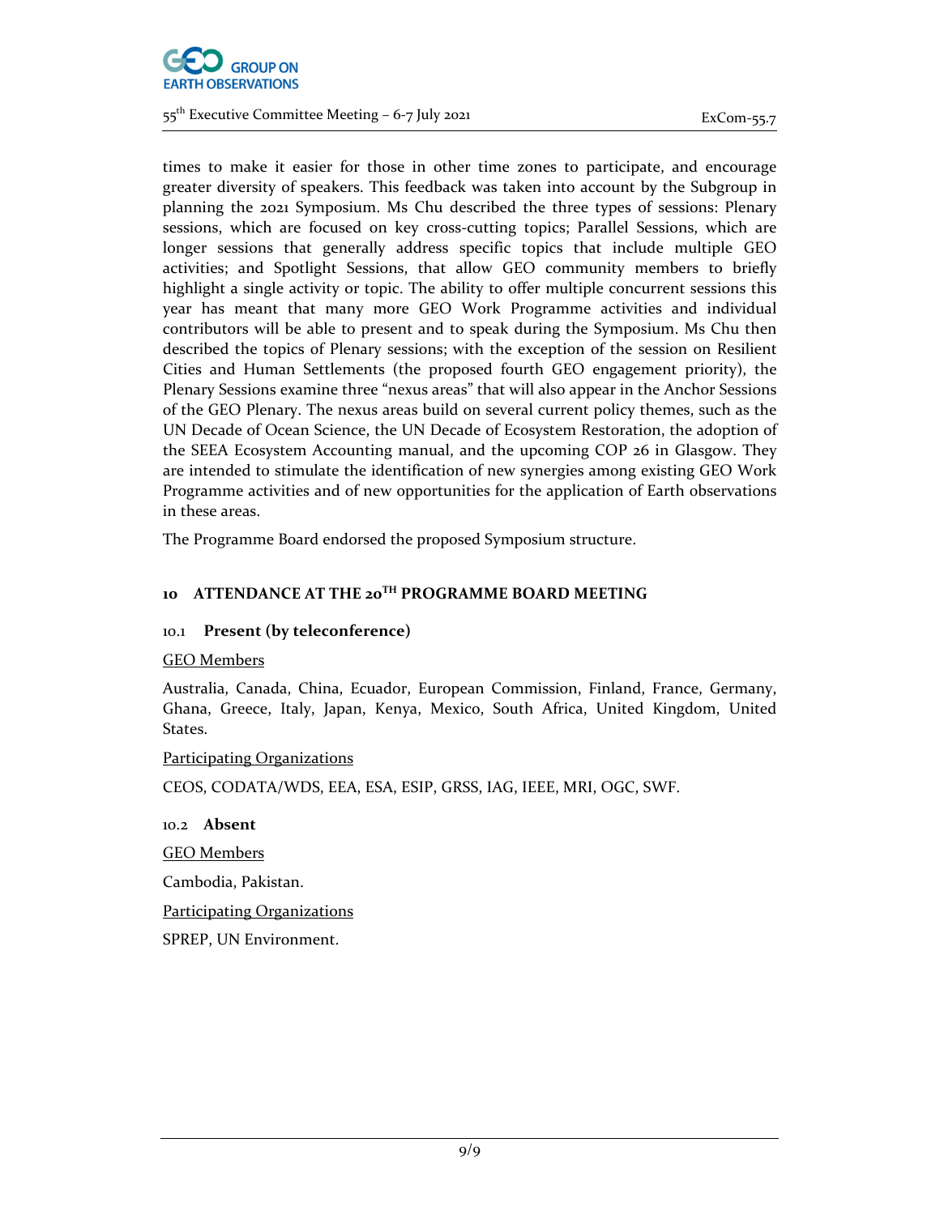times to make it easier for those in other time zones to participate, and encourage greater diversity of speakers. This feedback was taken into account by the Subgroup in planning the 2021 Symposium. Ms Chu described the three types of sessions: Plenary sessions, which are focused on key cross-cutting topics; Parallel Sessions, which are longer sessions that generally address specific topics that include multiple GEO activities; and Spotlight Sessions, that allow GEO community members to briefly highlight a single activity or topic. The ability to offer multiple concurrent sessions this year has meant that many more GEO Work Programme activities and individual contributors will be able to present and to speak during the Symposium. Ms Chu then described the topics of Plenary sessions; with the exception of the session on Resilient Cities and Human Settlements (the proposed fourth GEO engagement priority), the Plenary Sessions examine three "nexus areas" that will also appear in the Anchor Sessions of the GEO Plenary. The nexus areas build on several current policy themes, such as the UN Decade of Ocean Science, the UN Decade of Ecosystem Restoration, the adoption of the SEEA Ecosystem Accounting manual, and the upcoming COP 26 in Glasgow. They are intended to stimulate the identification of new synergies among existing GEO Work Programme activities and of new opportunities for the application of Earth observations in these areas.

The Programme Board endorsed the proposed Symposium structure.

## 10 ATTENDANCE AT THE 20TH PROGRAMME BOARD MEETING

### 10.1 Present (by teleconference)

GEO Members

Australia, Canada, China, Ecuador, European Commission, Finland, France, Germany, Ghana, Greece, Italy, Japan, Kenya, Mexico, South Africa, United Kingdom, United States.

Participating Organizations

CEOS, CODATA/WDS, EEA, ESA, ESIP, GRSS, IAG, IEEE, MRI, OGC, SWF.

### 10.2 Absent

GEO Members

Cambodia, Pakistan.

Participating Organizations

SPREP, UN Environment.